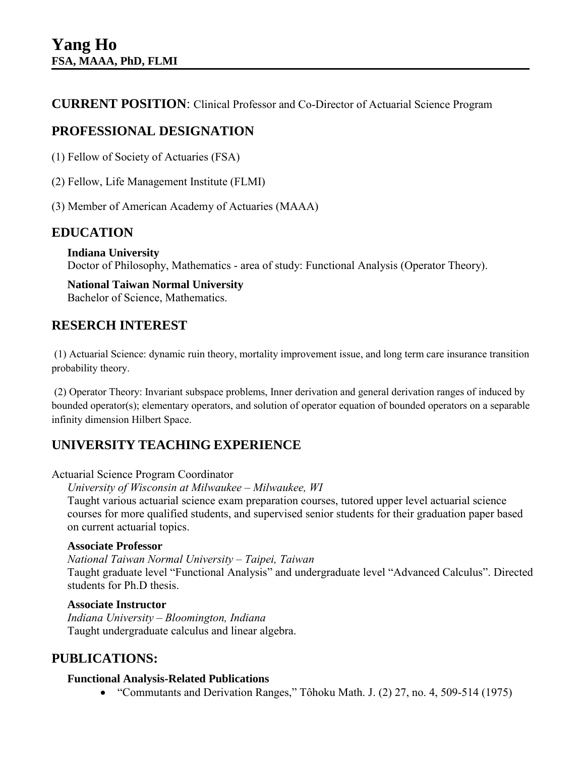# Yang Ho

**FSA, MAAA, PhD, FLMI**

**CURRENT POSITION**: Clinical Professor and Co-Director of Actuarial Science Program

## PROFESSIONAL DESIGNATION

(1) Fellow of Society of Actuaries (FSA)

(2) Fellow, Life Management Institute (FLMI)

(3) Member of American Academy of Actuaries (MAAA)

## EDUCATION

**Indiana University**
Doctor of Philosophy, Mathematics - area of study: Functional Analysis (Operator Theory).

**National Taiwan Normal University**
Bachelor of Science, Mathematics.

## RESERCH INTEREST

(1) Actuarial Science: dynamic ruin theory, mortality improvement issue, and long term care insurance transition probability theory.

(2) Operator Theory: Invariant subspace problems, Inner derivation and general derivation ranges of induced by bounded operator(s); elementary operators, and solution of operator equation of bounded operators on a separable infinity dimension Hilbert Space.

## UNIVERSITY TEACHING EXPERIENCE

Actuarial Science Program Coordinator
*University of Wisconsin at Milwaukee – Milwaukee, WI*
Taught various actuarial science exam preparation courses, tutored upper level actuarial science courses for more qualified students, and supervised senior students for their graduation paper based on current actuarial topics.

**Associate Professor**
*National Taiwan Normal University – Taipei, Taiwan*
Taught graduate level "Functional Analysis" and undergraduate level "Advanced Calculus". Directed students for Ph.D thesis.

**Associate Instructor**
*Indiana University – Bloomington, Indiana*
Taught undergraduate calculus and linear algebra.

## PUBLICATIONS:

**Functional Analysis-Related Publications**

- "Commutants and Derivation Ranges," Tôhoku Math. J. (2) 27, no. 4, 509-514 (1975)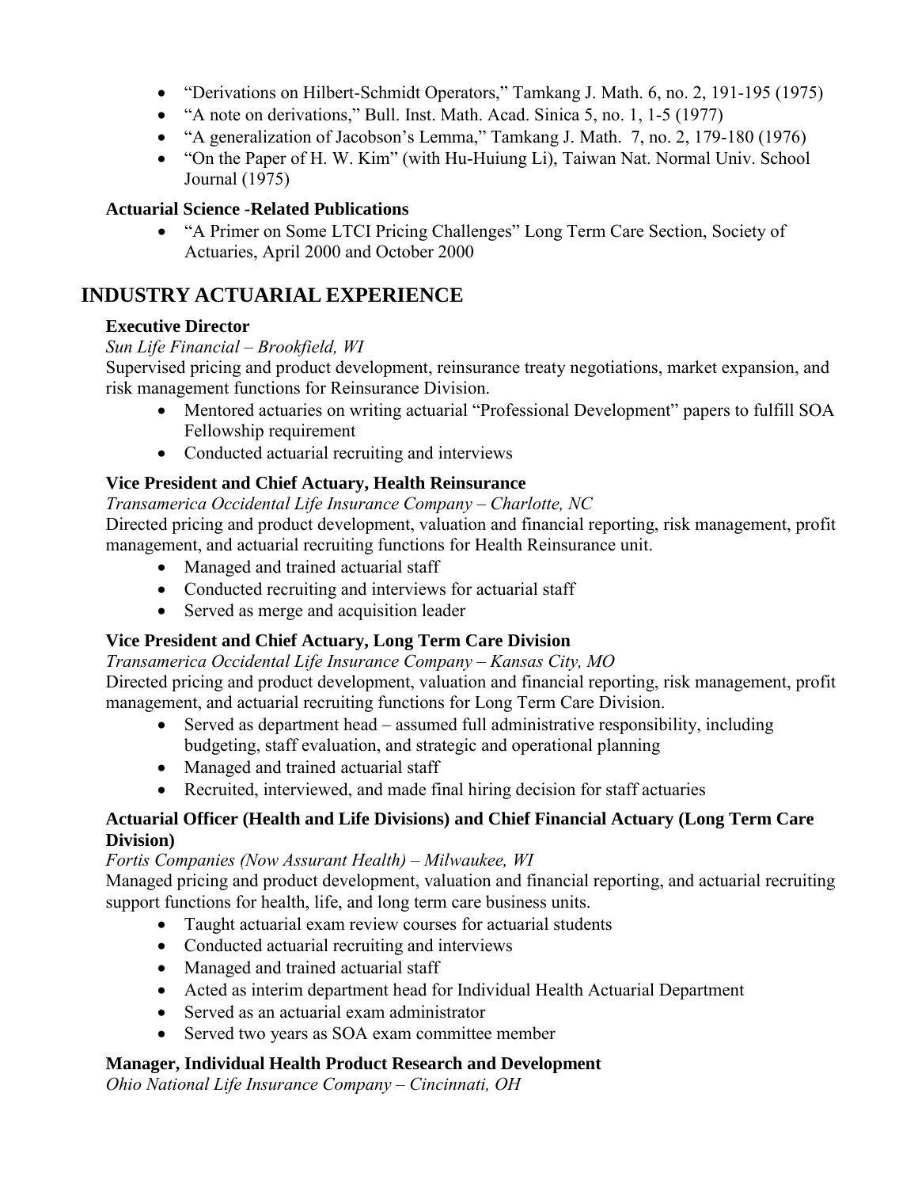- "Derivations on Hilbert-Schmidt Operators," Tamkang J. Math. 6, no. 2, 191-195 (1975)
- "A note on derivations," Bull. Inst. Math. Acad. Sinica 5, no. 1, 1-5 (1977)
- "A generalization of Jacobson's Lemma," Tamkang J. Math. 7, no. 2, 179-180 (1976)
- "On the Paper of H. W. Kim" (with Hu-Huiung Li), Taiwan Nat. Normal Univ. School Journal (1975)

**Actuarial Science -Related Publications**

- "A Primer on Some LTCI Pricing Challenges" Long Term Care Section, Society of Actuaries, April 2000 and October 2000

## INDUSTRY ACTUARIAL EXPERIENCE

**Executive Director**
*Sun Life Financial – Brookfield, WI*
Supervised pricing and product development, reinsurance treaty negotiations, market expansion, and risk management functions for Reinsurance Division.

- Mentored actuaries on writing actuarial "Professional Development" papers to fulfill SOA Fellowship requirement
- Conducted actuarial recruiting and interviews

**Vice President and Chief Actuary, Health Reinsurance**
*Transamerica Occidental Life Insurance Company – Charlotte, NC*
Directed pricing and product development, valuation and financial reporting, risk management, profit management, and actuarial recruiting functions for Health Reinsurance unit.

- Managed and trained actuarial staff
- Conducted recruiting and interviews for actuarial staff
- Served as merge and acquisition leader

**Vice President and Chief Actuary, Long Term Care Division**
*Transamerica Occidental Life Insurance Company – Kansas City, MO*
Directed pricing and product development, valuation and financial reporting, risk management, profit management, and actuarial recruiting functions for Long Term Care Division.

- Served as department head – assumed full administrative responsibility, including budgeting, staff evaluation, and strategic and operational planning
- Managed and trained actuarial staff
- Recruited, interviewed, and made final hiring decision for staff actuaries

**Actuarial Officer (Health and Life Divisions) and Chief Financial Actuary (Long Term Care Division)**
*Fortis Companies (Now Assurant Health) – Milwaukee, WI*
Managed pricing and product development, valuation and financial reporting, and actuarial recruiting support functions for health, life, and long term care business units.

- Taught actuarial exam review courses for actuarial students
- Conducted actuarial recruiting and interviews
- Managed and trained actuarial staff
- Acted as interim department head for Individual Health Actuarial Department
- Served as an actuarial exam administrator
- Served two years as SOA exam committee member

**Manager, Individual Health Product Research and Development**
*Ohio National Life Insurance Company – Cincinnati, OH*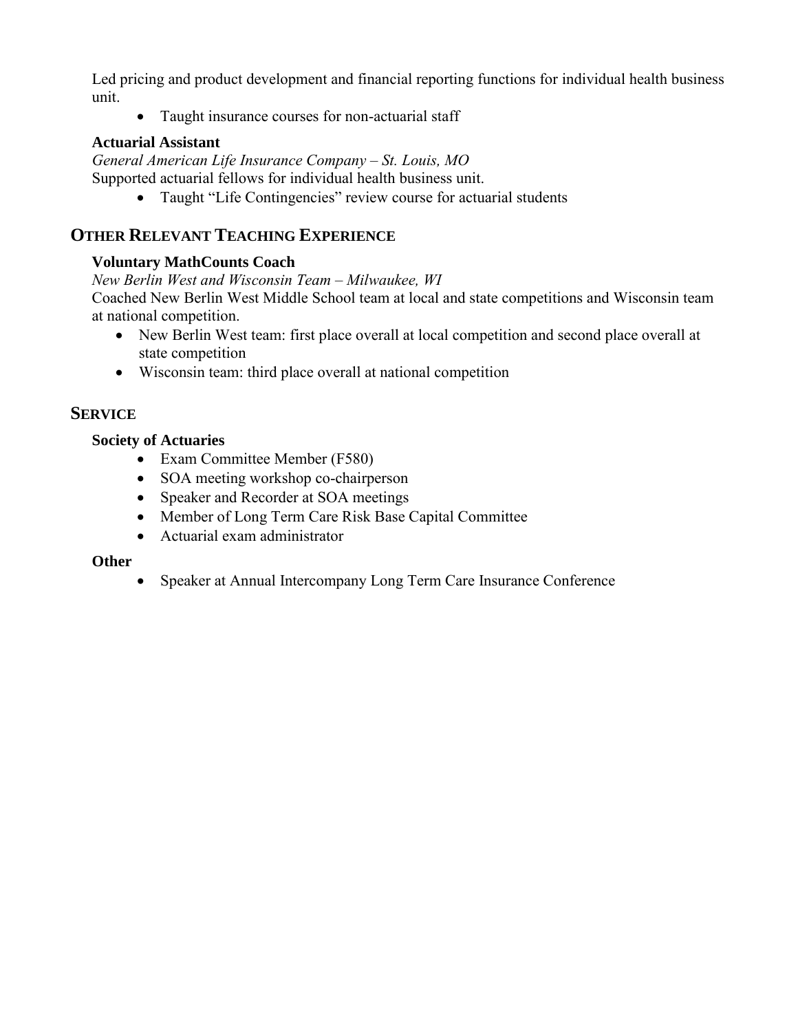Led pricing and product development and financial reporting functions for individual health business unit.

- Taught insurance courses for non-actuarial staff

### Actuarial Assistant

*General American Life Insurance Company – St. Louis, MO*

Supported actuarial fellows for individual health business unit.

- Taught "Life Contingencies" review course for actuarial students

## Other Relevant Teaching Experience

### Voluntary MathCounts Coach

*New Berlin West and Wisconsin Team – Milwaukee, WI*

Coached New Berlin West Middle School team at local and state competitions and Wisconsin team at national competition.

- New Berlin West team: first place overall at local competition and second place overall at state competition
- Wisconsin team: third place overall at national competition

## Service

### Society of Actuaries

- Exam Committee Member (F580)
- SOA meeting workshop co-chairperson
- Speaker and Recorder at SOA meetings
- Member of Long Term Care Risk Base Capital Committee
- Actuarial exam administrator

### Other

- Speaker at Annual Intercompany Long Term Care Insurance Conference